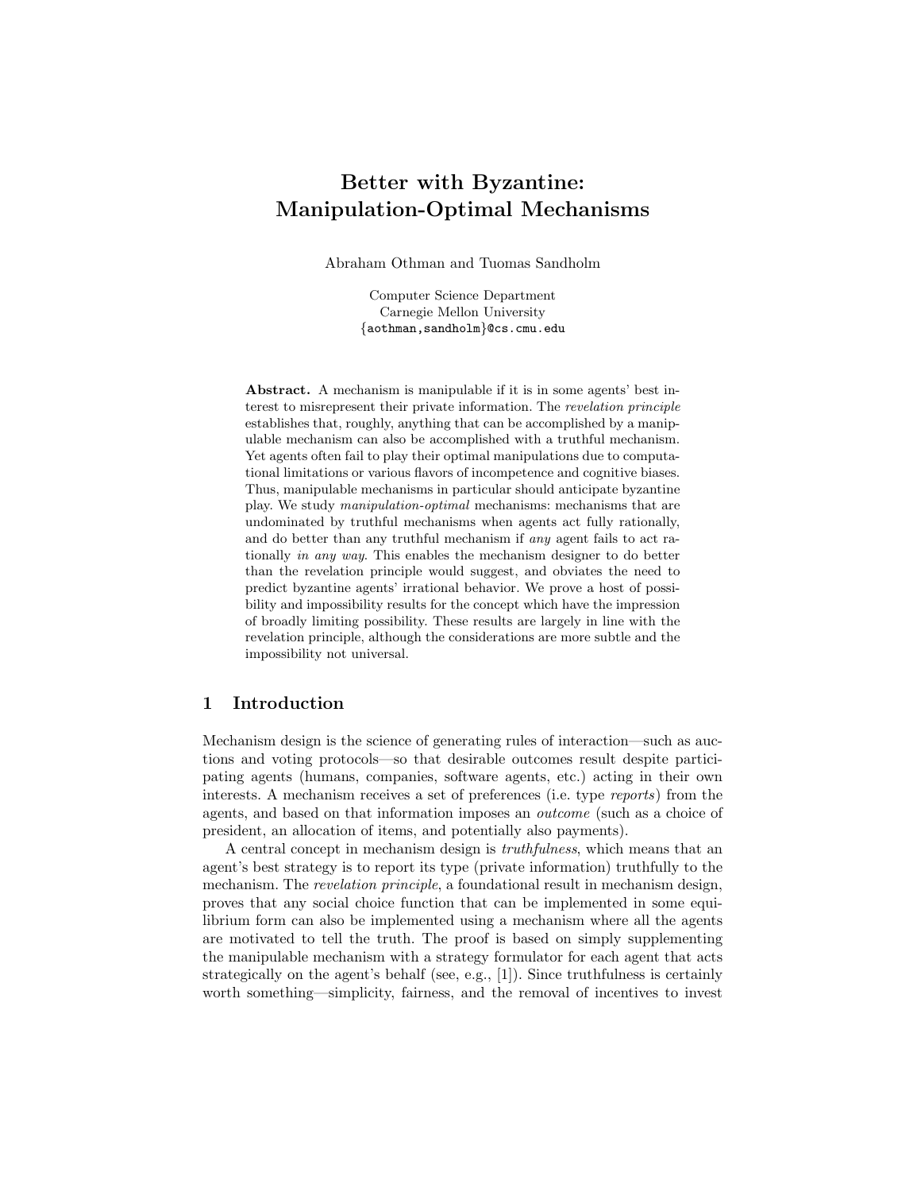# Better with Byzantine: Manipulation-Optimal Mechanisms

Abraham Othman and Tuomas Sandholm

Computer Science Department
Carnegie Mellon University
{aothman,sandholm}@cs.cmu.edu

**Abstract.** A mechanism is manipulable if it is in some agents' best interest to misrepresent their private information. The *revelation principle* establishes that, roughly, anything that can be accomplished by a manipulable mechanism can also be accomplished with a truthful mechanism. Yet agents often fail to play their optimal manipulations due to computational limitations or various flavors of incompetence and cognitive biases. Thus, manipulable mechanisms in particular should anticipate byzantine play. We study *manipulation-optimal* mechanisms: mechanisms that are undominated by truthful mechanisms when agents act fully rationally, and do better than any truthful mechanism if *any* agent fails to act rationally *in any way*. This enables the mechanism designer to do better than the revelation principle would suggest, and obviates the need to predict byzantine agents' irrational behavior. We prove a host of possibility and impossibility results for the concept which have the impression of broadly limiting possibility. These results are largely in line with the revelation principle, although the considerations are more subtle and the impossibility not universal.

## 1 Introduction

Mechanism design is the science of generating rules of interaction—such as auctions and voting protocols—so that desirable outcomes result despite participating agents (humans, companies, software agents, etc.) acting in their own interests. A mechanism receives a set of preferences (i.e. type *reports*) from the agents, and based on that information imposes an *outcome* (such as a choice of president, an allocation of items, and potentially also payments).

A central concept in mechanism design is *truthfulness*, which means that an agent's best strategy is to report its type (private information) truthfully to the mechanism. The *revelation principle*, a foundational result in mechanism design, proves that any social choice function that can be implemented in some equilibrium form can also be implemented using a mechanism where all the agents are motivated to tell the truth. The proof is based on simply supplementing the manipulable mechanism with a strategy formulator for each agent that acts strategically on the agent's behalf (see, e.g., [1]). Since truthfulness is certainly worth something—simplicity, fairness, and the removal of incentives to invest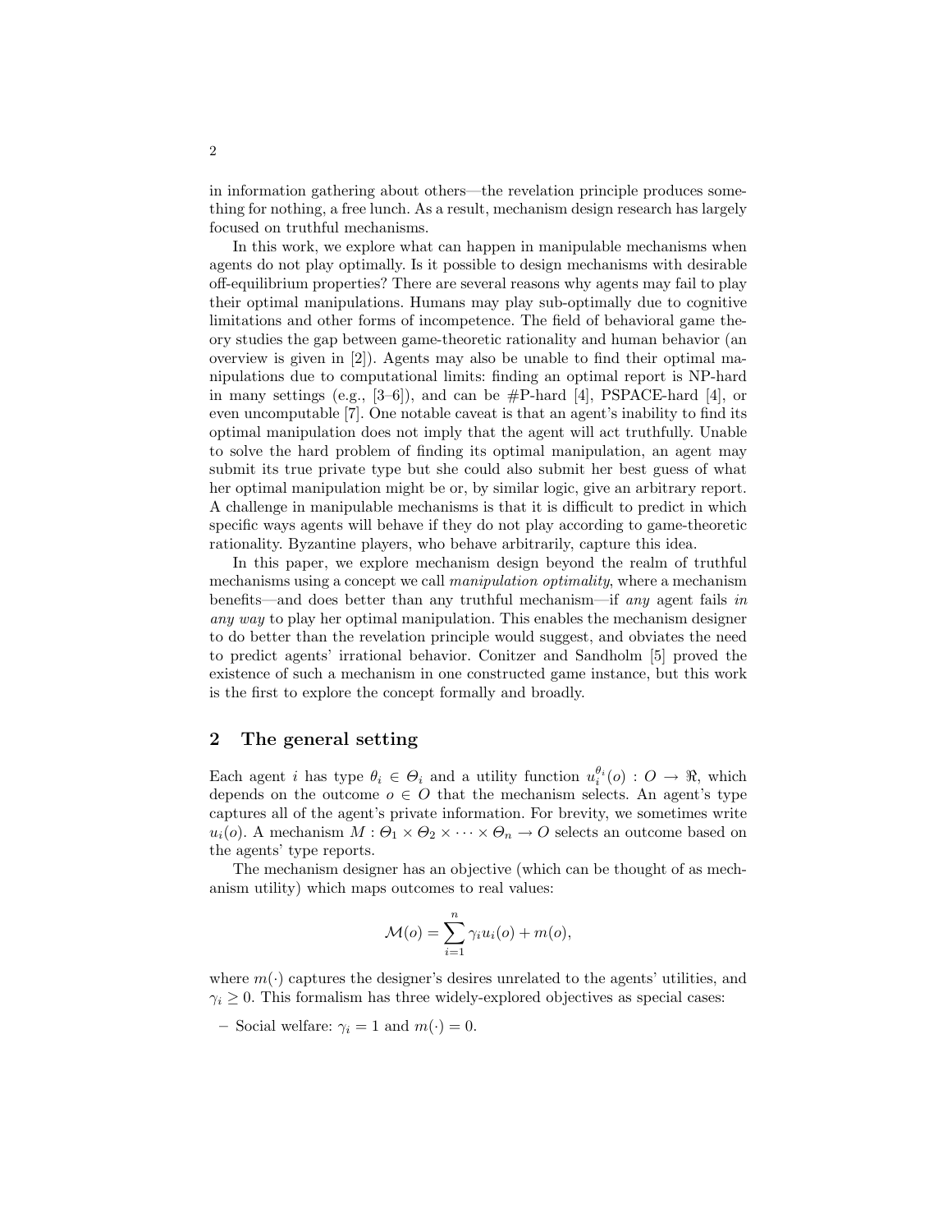in information gathering about others—the revelation principle produces something for nothing, a free lunch. As a result, mechanism design research has largely focused on truthful mechanisms.

In this work, we explore what can happen in manipulable mechanisms when agents do not play optimally. Is it possible to design mechanisms with desirable off-equilibrium properties? There are several reasons why agents may fail to play their optimal manipulations. Humans may play sub-optimally due to cognitive limitations and other forms of incompetence. The field of behavioral game theory studies the gap between game-theoretic rationality and human behavior (an overview is given in [2]). Agents may also be unable to find their optimal manipulations due to computational limits: finding an optimal report is NP-hard in many settings (e.g., [3–6]), and can be #P-hard [4], PSPACE-hard [4], or even uncomputable [7]. One notable caveat is that an agent's inability to find its optimal manipulation does not imply that the agent will act truthfully. Unable to solve the hard problem of finding its optimal manipulation, an agent may submit its true private type but she could also submit her best guess of what her optimal manipulation might be or, by similar logic, give an arbitrary report. A challenge in manipulable mechanisms is that it is difficult to predict in which specific ways agents will behave if they do not play according to game-theoretic rationality. Byzantine players, who behave arbitrarily, capture this idea.

In this paper, we explore mechanism design beyond the realm of truthful mechanisms using a concept we call *manipulation optimality*, where a mechanism benefits—and does better than any truthful mechanism—if *any* agent fails *in any way* to play her optimal manipulation. This enables the mechanism designer to do better than the revelation principle would suggest, and obviates the need to predict agents' irrational behavior. Conitzer and Sandholm [5] proved the existence of such a mechanism in one constructed game instance, but this work is the first to explore the concept formally and broadly.

## 2 The general setting

Each agent $i$ has type $\theta_i \in \Theta_i$ and a utility function $u_i^{\theta_i}(o) : O \to \Re$, which depends on the outcome $o \in O$ that the mechanism selects. An agent's type captures all of the agent's private information. For brevity, we sometimes write $u_i(o)$. A mechanism $M : \Theta_1 \times \Theta_2 \times \cdots \times \Theta_n \to O$ selects an outcome based on the agents' type reports.

The mechanism designer has an objective (which can be thought of as mechanism utility) which maps outcomes to real values:

$$\mathcal{M}(o) = \sum_{i=1}^{n} \gamma_i u_i(o) + m(o),$$

where $m(\cdot)$ captures the designer's desires unrelated to the agents' utilities, and $\gamma_i \geq 0$. This formalism has three widely-explored objectives as special cases:

- Social welfare: $\gamma_i = 1$ and $m(\cdot) = 0$.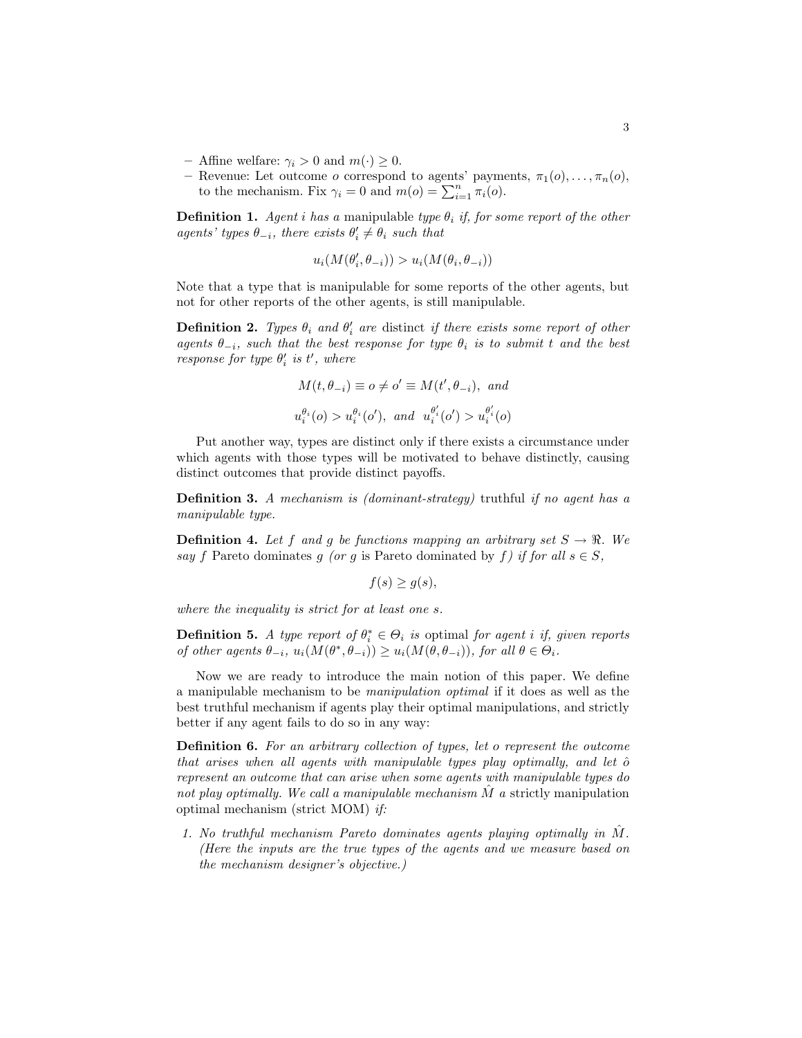- Affine welfare: $\gamma_i > 0$ and $m(\cdot) \geq 0$.
- Revenue: Let outcome $o$ correspond to agents' payments, $\pi_1(o), \ldots, \pi_n(o)$, to the mechanism. Fix $\gamma_i = 0$ and $m(o) = \sum_{i=1}^{n} \pi_i(o)$.

**Definition 1.** *Agent $i$ has a* manipulable *type $\theta_i$ if, for some report of the other agents' types $\theta_{-i}$, there exists $\theta_i' \neq \theta_i$ such that*

$$u_i(M(\theta_i', \theta_{-i})) > u_i(M(\theta_i, \theta_{-i}))$$

Note that a type that is manipulable for some reports of the other agents, but not for other reports of the other agents, is still manipulable.

**Definition 2.** *Types $\theta_i$ and $\theta_i'$ are* distinct *if there exists some report of other agents $\theta_{-i}$, such that the best response for type $\theta_i$ is to submit $t$ and the best response for type $\theta_i'$ is $t'$, where*

$$M(t, \theta_{-i}) \equiv o \neq o' \equiv M(t', \theta_{-i}), \text{ and}$$

$$u_i^{\theta_i}(o) > u_i^{\theta_i}(o'), \text{ and } u_i^{\theta_i'}(o') > u_i^{\theta_i'}(o)$$

Put another way, types are distinct only if there exists a circumstance under which agents with those types will be motivated to behave distinctly, causing distinct outcomes that provide distinct payoffs.

**Definition 3.** *A mechanism is (dominant-strategy)* truthful *if no agent has a manipulable type.*

**Definition 4.** *Let $f$ and $g$ be functions mapping an arbitrary set $S \to \Re$. We say $f$* Pareto dominates *$g$ (or $g$* is Pareto dominated by *$f$) if for all $s \in S$,*

$$f(s) \geq g(s),$$

*where the inequality is strict for at least one $s$.*

**Definition 5.** *A type report of $\theta_i^* \in \Theta_i$ is* optimal *for agent $i$ if, given reports of other agents $\theta_{-i}$, $u_i(M(\theta^*, \theta_{-i})) \geq u_i(M(\theta, \theta_{-i}))$, for all $\theta \in \Theta_i$.*

Now we are ready to introduce the main notion of this paper. We define a manipulable mechanism to be *manipulation optimal* if it does as well as the best truthful mechanism if agents play their optimal manipulations, and strictly better if any agent fails to do so in any way:

**Definition 6.** *For an arbitrary collection of types, let $o$ represent the outcome that arises when all agents with manipulable types play optimally, and let $\hat{o}$ represent an outcome that can arise when some agents with manipulable types do not play optimally. We call a manipulable mechanism $\hat{M}$ a* strictly manipulation optimal mechanism (strict MOM) *if:*

1. *No truthful mechanism Pareto dominates agents playing optimally in $\hat{M}$. (Here the inputs are the true types of the agents and we measure based on the mechanism designer's objective.)*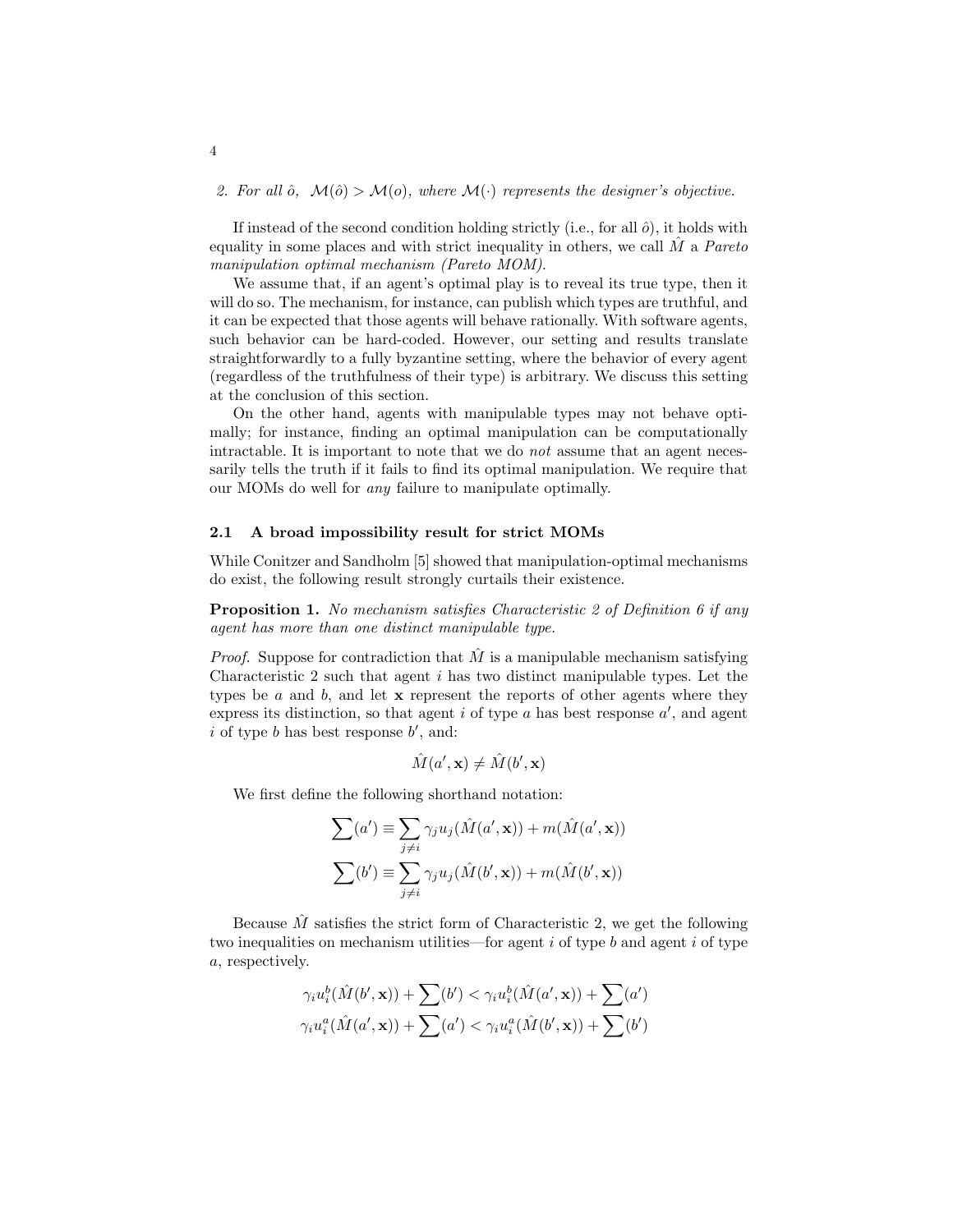2. *For all $\hat{o}$, $\mathcal{M}(\hat{o}) > \mathcal{M}(o)$, where $\mathcal{M}(\cdot)$ represents the designer's objective.*

If instead of the second condition holding strictly (i.e., for all $\hat{o}$), it holds with equality in some places and with strict inequality in others, we call $\hat{M}$ a *Pareto manipulation optimal mechanism (Pareto MOM)*.

We assume that, if an agent's optimal play is to reveal its true type, then it will do so. The mechanism, for instance, can publish which types are truthful, and it can be expected that those agents will behave rationally. With software agents, such behavior can be hard-coded. However, our setting and results translate straightforwardly to a fully byzantine setting, where the behavior of every agent (regardless of the truthfulness of their type) is arbitrary. We discuss this setting at the conclusion of this section.

On the other hand, agents with manipulable types may not behave optimally; for instance, finding an optimal manipulation can be computationally intractable. It is important to note that we do *not* assume that an agent necessarily tells the truth if it fails to find its optimal manipulation. We require that our MOMs do well for *any* failure to manipulate optimally.

### 2.1 A broad impossibility result for strict MOMs

While Conitzer and Sandholm [5] showed that manipulation-optimal mechanisms do exist, the following result strongly curtails their existence.

**Proposition 1.** *No mechanism satisfies Characteristic 2 of Definition 6 if any agent has more than one distinct manipulable type.*

*Proof.* Suppose for contradiction that $\hat{M}$ is a manipulable mechanism satisfying Characteristic 2 such that agent $i$ has two distinct manipulable types. Let the types be $a$ and $b$, and let $\mathbf{x}$ represent the reports of other agents where they express its distinction, so that agent $i$ of type $a$ has best response $a'$, and agent $i$ of type $b$ has best response $b'$, and:

$$\hat{M}(a', \mathbf{x}) \neq \hat{M}(b', \mathbf{x})$$

We first define the following shorthand notation:

$$\sum(a') \equiv \sum_{j \neq i} \gamma_j u_j(\hat{M}(a', \mathbf{x})) + m(\hat{M}(a', \mathbf{x}))$$

$$\sum(b') \equiv \sum_{j \neq i} \gamma_j u_j(\hat{M}(b', \mathbf{x})) + m(\hat{M}(b', \mathbf{x}))$$

Because $\hat{M}$ satisfies the strict form of Characteristic 2, we get the following two inequalities on mechanism utilities—for agent $i$ of type $b$ and agent $i$ of type $a$, respectively.

$$\gamma_i u_i^b(\hat{M}(b', \mathbf{x})) + \sum(b') < \gamma_i u_i^b(\hat{M}(a', \mathbf{x})) + \sum(a')$$

$$\gamma_i u_i^a(\hat{M}(a', \mathbf{x})) + \sum(a') < \gamma_i u_i^a(\hat{M}(b', \mathbf{x})) + \sum(b')$$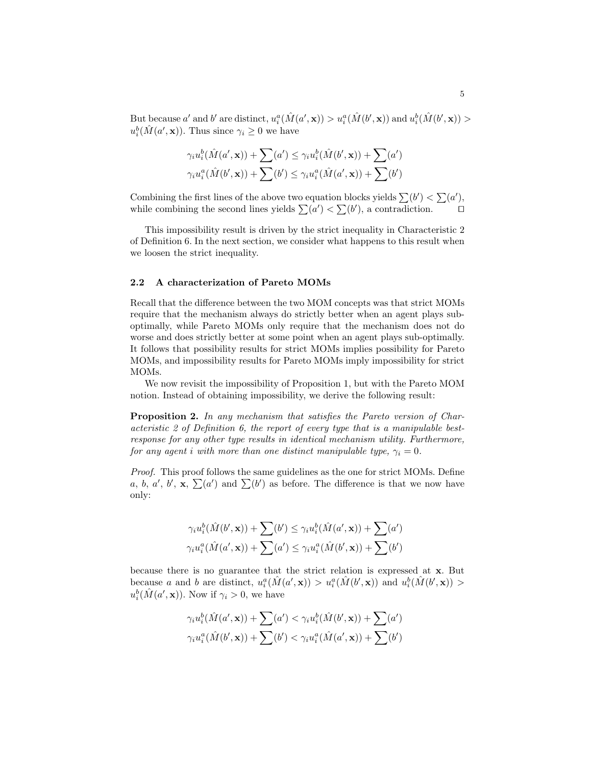But because $a'$ and $b'$ are distinct, $u_i^a(\hat{M}(a', \mathbf{x})) > u_i^a(\hat{M}(b', \mathbf{x}))$ and $u_i^b(\hat{M}(b', \mathbf{x})) > u_i^b(\hat{M}(a', \mathbf{x}))$. Thus since $\gamma_i \geq 0$ we have

$$\gamma_i u_i^b(\hat{M}(a', \mathbf{x})) + \sum(a') \leq \gamma_i u_i^b(\hat{M}(b', \mathbf{x})) + \sum(a')$$
$$\gamma_i u_i^a(\hat{M}(b', \mathbf{x})) + \sum(b') \leq \gamma_i u_i^a(\hat{M}(a', \mathbf{x})) + \sum(b')$$

Combining the first lines of the above two equation blocks yields $\sum(b') < \sum(a')$, while combining the second lines yields $\sum(a') < \sum(b')$, a contradiction. $\square$

This impossibility result is driven by the strict inequality in Characteristic 2 of Definition 6. In the next section, we consider what happens to this result when we loosen the strict inequality.

### 2.2 A characterization of Pareto MOMs

Recall that the difference between the two MOM concepts was that strict MOMs require that the mechanism always do strictly better when an agent plays sub-optimally, while Pareto MOMs only require that the mechanism does not do worse and does strictly better at some point when an agent plays sub-optimally. It follows that possibility results for strict MOMs implies possibility for Pareto MOMs, and impossibility results for Pareto MOMs imply impossibility for strict MOMs.

We now revisit the impossibility of Proposition 1, but with the Pareto MOM notion. Instead of obtaining impossibility, we derive the following result:

**Proposition 2.** *In any mechanism that satisfies the Pareto version of Characteristic 2 of Definition 6, the report of every type that is a manipulable best-response for any other type results in identical mechanism utility. Furthermore, for any agent $i$ with more than one distinct manipulable type, $\gamma_i = 0$.*

*Proof.* This proof follows the same guidelines as the one for strict MOMs. Define $a$, $b$, $a'$, $b'$, $\mathbf{x}$, $\sum(a')$ and $\sum(b')$ as before. The difference is that we now have only:

$$\gamma_i u_i^b(\hat{M}(b', \mathbf{x})) + \sum(b') \leq \gamma_i u_i^b(\hat{M}(a', \mathbf{x})) + \sum(a')$$
$$\gamma_i u_i^a(\hat{M}(a', \mathbf{x})) + \sum(a') \leq \gamma_i u_i^a(\hat{M}(b', \mathbf{x})) + \sum(b')$$

because there is no guarantee that the strict relation is expressed at $\mathbf{x}$. But because $a$ and $b$ are distinct, $u_i^a(\hat{M}(a', \mathbf{x})) > u_i^a(\hat{M}(b', \mathbf{x}))$ and $u_i^b(\hat{M}(b', \mathbf{x})) > u_i^b(\hat{M}(a', \mathbf{x}))$. Now if $\gamma_i > 0$, we have

$$\gamma_i u_i^b(\hat{M}(a', \mathbf{x})) + \sum(a') < \gamma_i u_i^b(\hat{M}(b', \mathbf{x})) + \sum(a')$$
$$\gamma_i u_i^a(\hat{M}(b', \mathbf{x})) + \sum(b') < \gamma_i u_i^a(\hat{M}(a', \mathbf{x})) + \sum(b')$$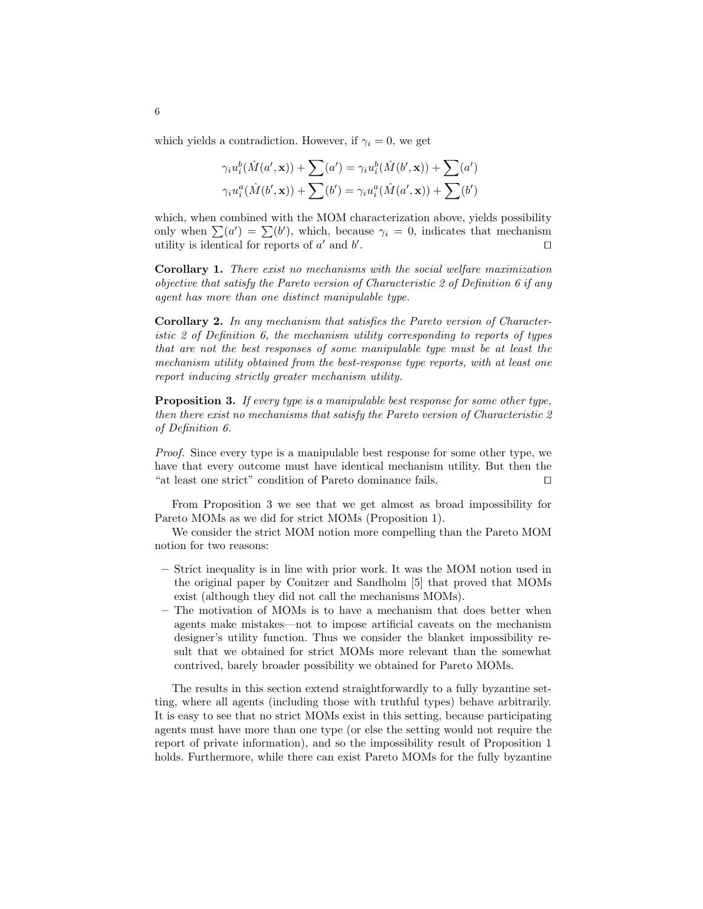which yields a contradiction. However, if $\gamma_i = 0$, we get

$$\gamma_i u_i^b(\hat{M}(a', \mathbf{x})) + \sum(a') = \gamma_i u_i^b(\hat{M}(b', \mathbf{x})) + \sum(a')$$
$$\gamma_i u_i^a(\hat{M}(b', \mathbf{x})) + \sum(b') = \gamma_i u_i^a(\hat{M}(a', \mathbf{x})) + \sum(b')$$

which, when combined with the MOM characterization above, yields possibility only when $\sum(a') = \sum(b')$, which, because $\gamma_i = 0$, indicates that mechanism utility is identical for reports of $a'$ and $b'$. ◻

**Corollary 1.** *There exist no mechanisms with the social welfare maximization objective that satisfy the Pareto version of Characteristic 2 of Definition 6 if any agent has more than one distinct manipulable type.*

**Corollary 2.** *In any mechanism that satisfies the Pareto version of Characteristic 2 of Definition 6, the mechanism utility corresponding to reports of types that are not the best responses of some manipulable type must be at least the mechanism utility obtained from the best-response type reports, with at least one report inducing strictly greater mechanism utility.*

**Proposition 3.** *If every type is a manipulable best response for some other type, then there exist no mechanisms that satisfy the Pareto version of Characteristic 2 of Definition 6.*

*Proof.* Since every type is a manipulable best response for some other type, we have that every outcome must have identical mechanism utility. But then the "at least one strict" condition of Pareto dominance fails. ◻

From Proposition 3 we see that we get almost as broad impossibility for Pareto MOMs as we did for strict MOMs (Proposition 1).

We consider the strict MOM notion more compelling than the Pareto MOM notion for two reasons:

- Strict inequality is in line with prior work. It was the MOM notion used in the original paper by Conitzer and Sandholm [5] that proved that MOMs exist (although they did not call the mechanisms MOMs).
- The motivation of MOMs is to have a mechanism that does better when agents make mistakes—not to impose artificial caveats on the mechanism designer's utility function. Thus we consider the blanket impossibility result that we obtained for strict MOMs more relevant than the somewhat contrived, barely broader possibility we obtained for Pareto MOMs.

The results in this section extend straightforwardly to a fully byzantine setting, where all agents (including those with truthful types) behave arbitrarily. It is easy to see that no strict MOMs exist in this setting, because participating agents must have more than one type (or else the setting would not require the report of private information), and so the impossibility result of Proposition 1 holds. Furthermore, while there can exist Pareto MOMs for the fully byzantine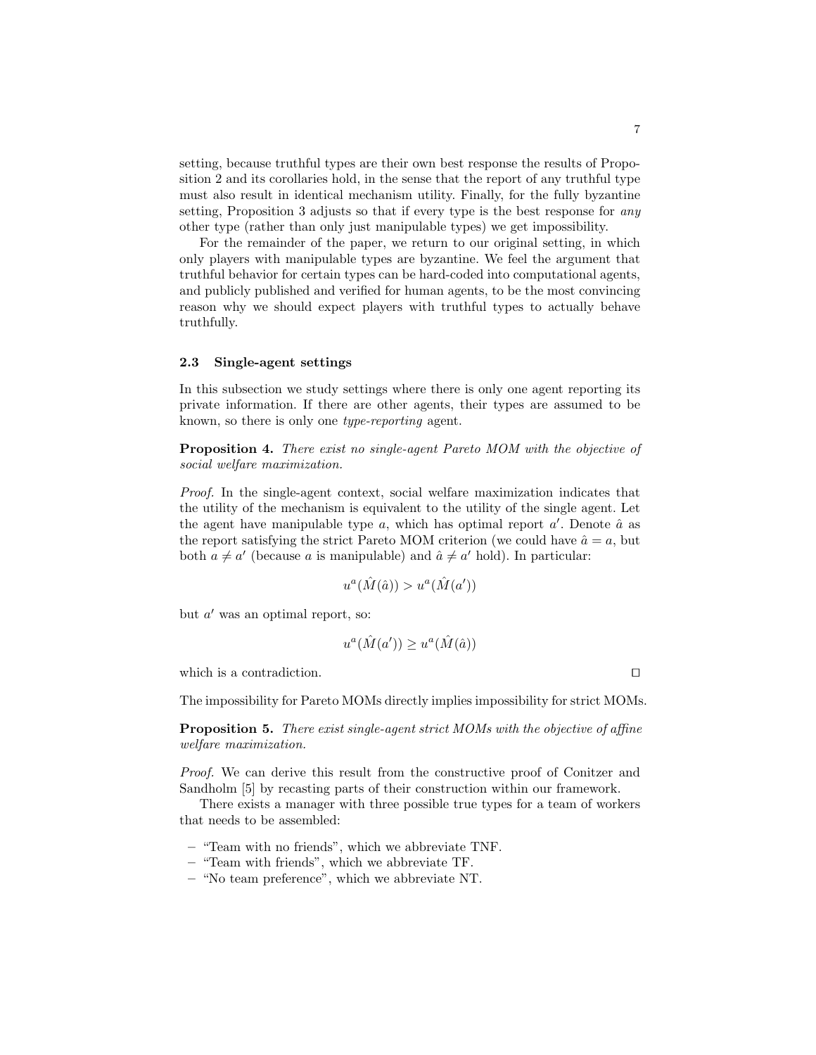setting, because truthful types are their own best response the results of Proposition 2 and its corollaries hold, in the sense that the report of any truthful type must also result in identical mechanism utility. Finally, for the fully byzantine setting, Proposition 3 adjusts so that if every type is the best response for *any* other type (rather than only just manipulable types) we get impossibility.

For the remainder of the paper, we return to our original setting, in which only players with manipulable types are byzantine. We feel the argument that truthful behavior for certain types can be hard-coded into computational agents, and publicly published and verified for human agents, to be the most convincing reason why we should expect players with truthful types to actually behave truthfully.

### 2.3 Single-agent settings

In this subsection we study settings where there is only one agent reporting its private information. If there are other agents, their types are assumed to be known, so there is only one *type-reporting* agent.

**Proposition 4.** *There exist no single-agent Pareto MOM with the objective of social welfare maximization.*

*Proof.* In the single-agent context, social welfare maximization indicates that the utility of the mechanism is equivalent to the utility of the single agent. Let the agent have manipulable type $a$, which has optimal report $a'$. Denote $\hat{a}$ as the report satisfying the strict Pareto MOM criterion (we could have $\hat{a} = a$, but both $a \neq a'$ (because $a$ is manipulable) and $\hat{a} \neq a'$ hold). In particular:

$$u^a(\hat{M}(\hat{a})) > u^a(\hat{M}(a'))$$

but $a'$ was an optimal report, so:

$$u^a(\hat{M}(a')) \geq u^a(\hat{M}(\hat{a}))$$

which is a contradiction. $\square$

The impossibility for Pareto MOMs directly implies impossibility for strict MOMs.

**Proposition 5.** *There exist single-agent strict MOMs with the objective of affine welfare maximization.*

*Proof.* We can derive this result from the constructive proof of Conitzer and Sandholm [5] by recasting parts of their construction within our framework.

There exists a manager with three possible true types for a team of workers that needs to be assembled:

- "Team with no friends", which we abbreviate TNF.
- "Team with friends", which we abbreviate TF.
- "No team preference", which we abbreviate NT.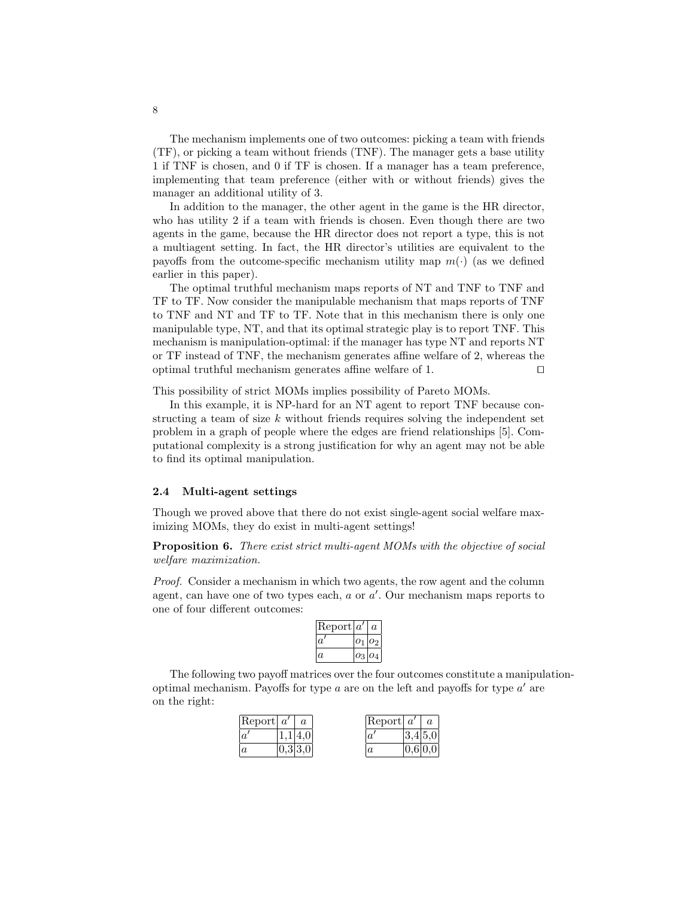The mechanism implements one of two outcomes: picking a team with friends (TF), or picking a team without friends (TNF). The manager gets a base utility 1 if TNF is chosen, and 0 if TF is chosen. If a manager has a team preference, implementing that team preference (either with or without friends) gives the manager an additional utility of 3.

In addition to the manager, the other agent in the game is the HR director, who has utility 2 if a team with friends is chosen. Even though there are two agents in the game, because the HR director does not report a type, this is not a multiagent setting. In fact, the HR director's utilities are equivalent to the payoffs from the outcome-specific mechanism utility map $m(\cdot)$ (as we defined earlier in this paper).

The optimal truthful mechanism maps reports of NT and TNF to TNF and TF to TF. Now consider the manipulable mechanism that maps reports of TNF to TNF and NT and TF to TF. Note that in this mechanism there is only one manipulable type, NT, and that its optimal strategic play is to report TNF. This mechanism is manipulation-optimal: if the manager has type NT and reports NT or TF instead of TNF, the mechanism generates affine welfare of 2, whereas the optimal truthful mechanism generates affine welfare of 1. □

This possibility of strict MOMs implies possibility of Pareto MOMs.

In this example, it is NP-hard for an NT agent to report TNF because constructing a team of size $k$ without friends requires solving the independent set problem in a graph of people where the edges are friend relationships [5]. Computational complexity is a strong justification for why an agent may not be able to find its optimal manipulation.

### 2.4 Multi-agent settings

Though we proved above that there do not exist single-agent social welfare maximizing MOMs, they do exist in multi-agent settings!

**Proposition 6.** *There exist strict multi-agent MOMs with the objective of social welfare maximization.*

*Proof.* Consider a mechanism in which two agents, the row agent and the column agent, can have one of two types each, $a$ or $a'$. Our mechanism maps reports to one of four different outcomes:

| Report | $a'$ | $a$ |
|---|---|---|
| $a'$ | $o_1$ | $o_2$ |
| $a$ | $o_3$ | $o_4$ |

The following two payoff matrices over the four outcomes constitute a manipulation-optimal mechanism. Payoffs for type $a$ are on the left and payoffs for type $a'$ are on the right:

| Report | $a'$ | $a$ |
|---|---|---|
| $a'$ | 1,1 | 4,0 |
| $a$ | 0,3 | 3,0 |

| Report | $a'$ | $a$ |
|---|---|---|
| $a'$ | 3,4 | 5,0 |
| $a$ | 0,6 | 0,0 |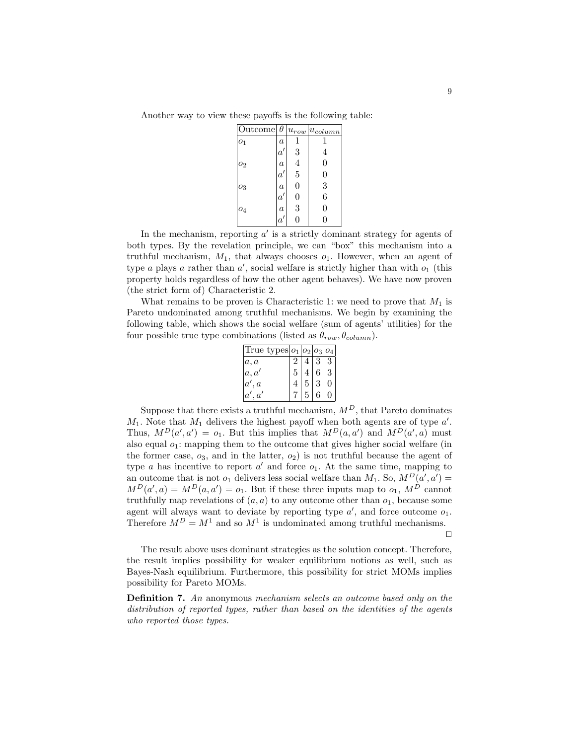Another way to view these payoffs is the following table:

| Outcome | $\theta$ | $u_{row}$ | $u_{column}$ |
|---|---|---|---|
| $o_1$ | $a$ | 1 | 1 |
| | $a'$ | 3 | 4 |
| $o_2$ | $a$ | 4 | 0 |
| | $a'$ | 5 | 0 |
| $o_3$ | $a$ | 0 | 3 |
| | $a'$ | 0 | 6 |
| $o_4$ | $a$ | 3 | 0 |
| | $a'$ | 0 | 0 |

In the mechanism, reporting $a'$ is a strictly dominant strategy for agents of both types. By the revelation principle, we can "box" this mechanism into a truthful mechanism, $M_1$, that always chooses $o_1$. However, when an agent of type $a$ plays $a$ rather than $a'$, social welfare is strictly higher than with $o_1$ (this property holds regardless of how the other agent behaves). We have now proven (the strict form of) Characteristic 2.

What remains to be proven is Characteristic 1: we need to prove that $M_1$ is Pareto undominated among truthful mechanisms. We begin by examining the following table, which shows the social welfare (sum of agents' utilities) for the four possible true type combinations (listed as $\theta_{row}, \theta_{column}$).

| True types | $o_1$ | $o_2$ | $o_3$ | $o_4$ |
|---|---|---|---|---|
| $a, a$ | 2 | 4 | 3 | 3 |
| $a, a'$ | 5 | 4 | 6 | 3 |
| $a', a$ | 4 | 5 | 3 | 0 |
| $a', a'$ | 7 | 5 | 6 | 0 |

Suppose that there exists a truthful mechanism, $M^D$, that Pareto dominates $M_1$. Note that $M_1$ delivers the highest payoff when both agents are of type $a'$. Thus, $M^D(a', a') = o_1$. But this implies that $M^D(a, a')$ and $M^D(a', a)$ must also equal $o_1$: mapping them to the outcome that gives higher social welfare (in the former case, $o_3$, and in the latter, $o_2$) is not truthful because the agent of type $a$ has incentive to report $a'$ and force $o_1$. At the same time, mapping to an outcome that is not $o_1$ delivers less social welfare than $M_1$. So, $M^D(a', a') = M^D(a', a) = M^D(a, a') = o_1$. But if these three inputs map to $o_1$, $M^D$ cannot truthfully map revelations of $(a, a)$ to any outcome other than $o_1$, because some agent will always want to deviate by reporting type $a'$, and force outcome $o_1$. Therefore $M^D = M^1$ and so $M^1$ is undominated among truthful mechanisms.

□

The result above uses dominant strategies as the solution concept. Therefore, the result implies possibility for weaker equilibrium notions as well, such as Bayes-Nash equilibrium. Furthermore, this possibility for strict MOMs implies possibility for Pareto MOMs.

**Definition 7.** *An* anonymous *mechanism selects an outcome based only on the distribution of reported types, rather than based on the identities of the agents who reported those types.*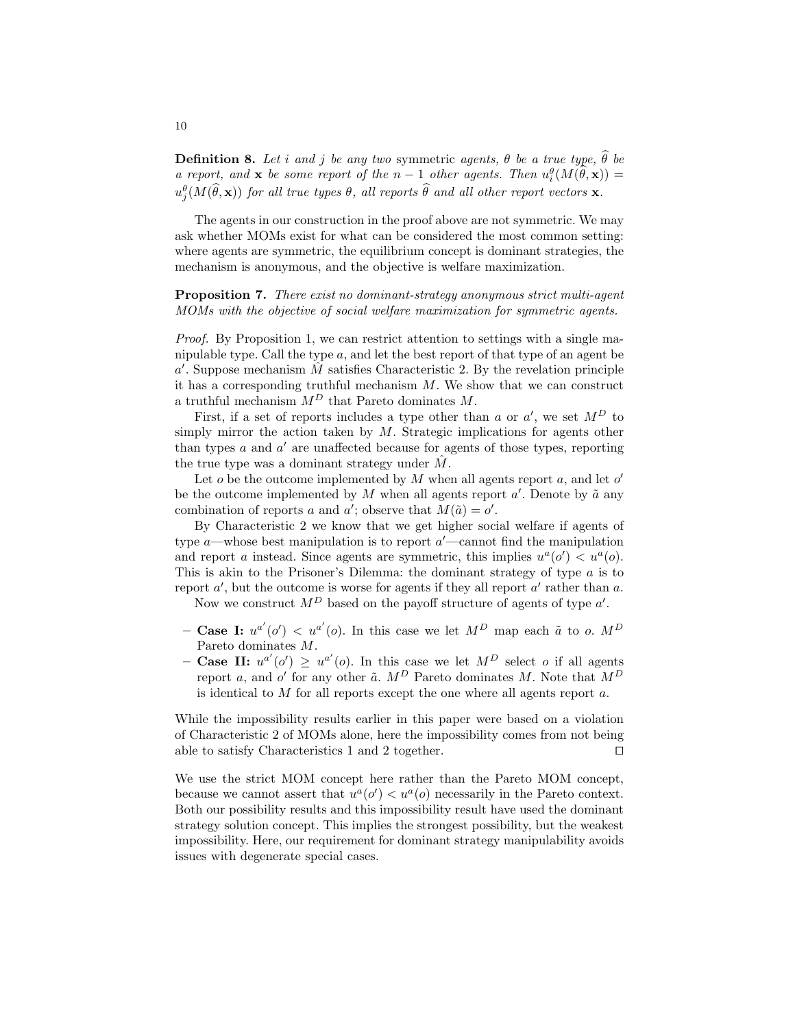**Definition 8.** *Let $i$ and $j$ be any two* symmetric *agents, $\theta$ be a true type, $\widehat{\theta}$ be a report, and $\mathbf{x}$ be some report of the $n-1$ other agents. Then $u_i^\theta(M(\widehat{\theta}, \mathbf{x})) = u_j^\theta(M(\widehat{\theta}, \mathbf{x}))$ for all true types $\theta$, all reports $\widehat{\theta}$ and all other report vectors $\mathbf{x}$.*

The agents in our construction in the proof above are not symmetric. We may ask whether MOMs exist for what can be considered the most common setting: where agents are symmetric, the equilibrium concept is dominant strategies, the mechanism is anonymous, and the objective is welfare maximization.

**Proposition 7.** *There exist no dominant-strategy anonymous strict multi-agent MOMs with the objective of social welfare maximization for symmetric agents.*

*Proof.* By Proposition 1, we can restrict attention to settings with a single manipulable type. Call the type $a$, and let the best report of that type of an agent be $a'$. Suppose mechanism $\hat{M}$ satisfies Characteristic 2. By the revelation principle it has a corresponding truthful mechanism $M$. We show that we can construct a truthful mechanism $M^D$ that Pareto dominates $M$.

First, if a set of reports includes a type other than $a$ or $a'$, we set $M^D$ to simply mirror the action taken by $M$. Strategic implications for agents other than types $a$ and $a'$ are unaffected because for agents of those types, reporting the true type was a dominant strategy under $\hat{M}$.

Let $o$ be the outcome implemented by $M$ when all agents report $a$, and let $o'$ be the outcome implemented by $M$ when all agents report $a'$. Denote by $\tilde{a}$ any combination of reports $a$ and $a'$; observe that $M(\tilde{a}) = o'$.

By Characteristic 2 we know that we get higher social welfare if agents of type $a$—whose best manipulation is to report $a'$—cannot find the manipulation and report $a$ instead. Since agents are symmetric, this implies $u^a(o') < u^a(o)$. This is akin to the Prisoner's Dilemma: the dominant strategy of type $a$ is to report $a'$, but the outcome is worse for agents if they all report $a'$ rather than $a$.

Now we construct $M^D$ based on the payoff structure of agents of type $a'$.

- **Case I:** $u^{a'}(o') < u^{a'}(o)$. In this case we let $M^D$ map each $\tilde{a}$ to $o$. $M^D$ Pareto dominates $M$.
- **Case II:** $u^{a'}(o') \geq u^{a'}(o)$. In this case we let $M^D$ select $o$ if all agents report $a$, and $o'$ for any other $\tilde{a}$. $M^D$ Pareto dominates $M$. Note that $M^D$ is identical to $M$ for all reports except the one where all agents report $a$.

While the impossibility results earlier in this paper were based on a violation of Characteristic 2 of MOMs alone, here the impossibility comes from not being able to satisfy Characteristics 1 and 2 together. $\square$

We use the strict MOM concept here rather than the Pareto MOM concept, because we cannot assert that $u^a(o') < u^a(o)$ necessarily in the Pareto context. Both our possibility results and this impossibility result have used the dominant strategy solution concept. This implies the strongest possibility, but the weakest impossibility. Here, our requirement for dominant strategy manipulability avoids issues with degenerate special cases.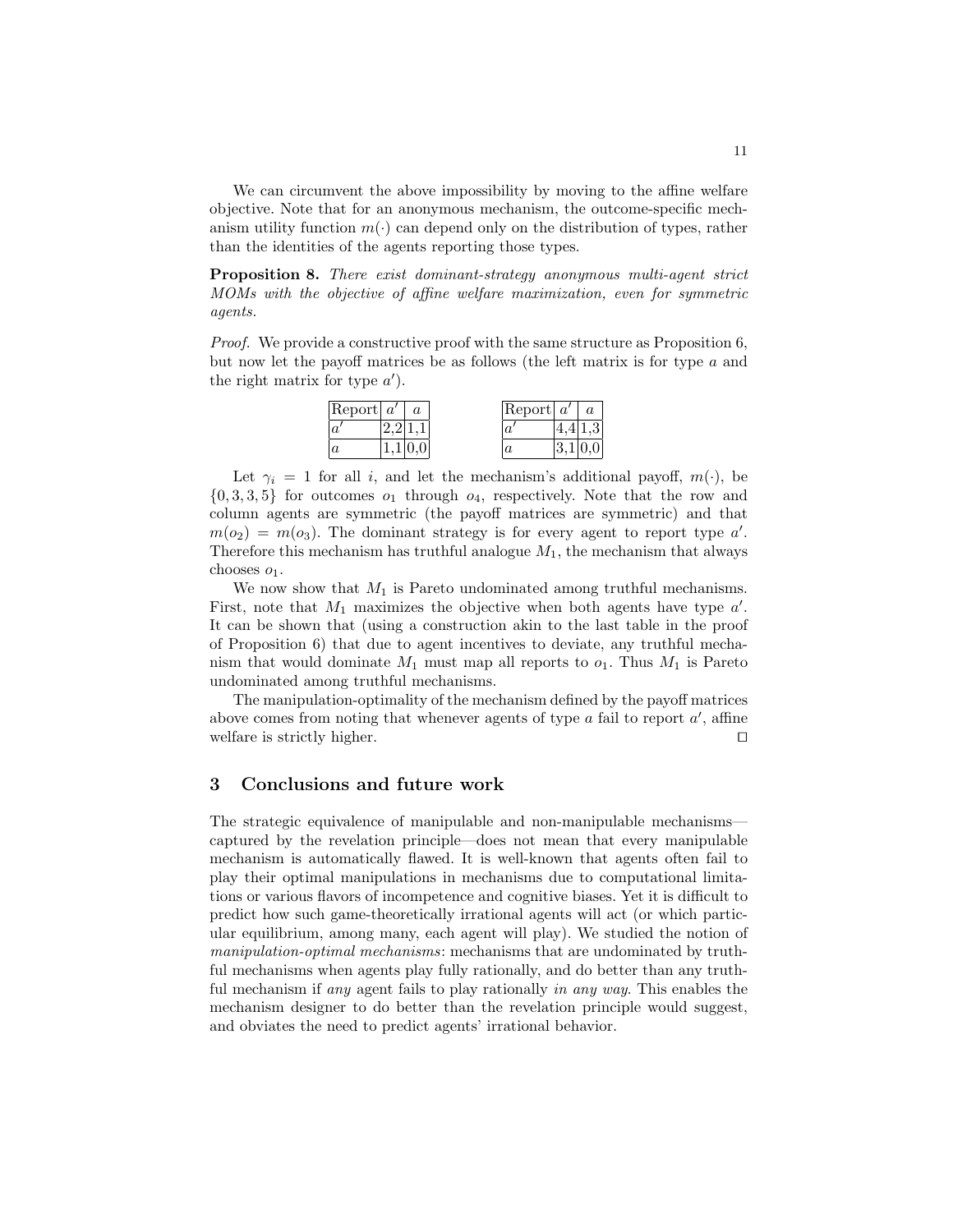We can circumvent the above impossibility by moving to the affine welfare objective. Note that for an anonymous mechanism, the outcome-specific mechanism utility function $m(\cdot)$ can depend only on the distribution of types, rather than the identities of the agents reporting those types.

**Proposition 8.** *There exist dominant-strategy anonymous multi-agent strict MOMs with the objective of affine welfare maximization, even for symmetric agents.*

*Proof.* We provide a constructive proof with the same structure as Proposition 6, but now let the payoff matrices be as follows (the left matrix is for type $a$ and the right matrix for type $a'$).

| Report | $a'$ | $a$ |
|---|---|---|
| $a'$ | 2,2 | 1,1 |
| $a$ | 1,1 | 0,0 |

| Report | $a'$ | $a$ |
|---|---|---|
| $a'$ | 4,4 | 1,3 |
| $a$ | 3,1 | 0,0 |

Let $\gamma_i = 1$ for all $i$, and let the mechanism's additional payoff, $m(\cdot)$, be $\{0, 3, 3, 5\}$ for outcomes $o_1$ through $o_4$, respectively. Note that the row and column agents are symmetric (the payoff matrices are symmetric) and that $m(o_2) = m(o_3)$. The dominant strategy is for every agent to report type $a'$. Therefore this mechanism has truthful analogue $M_1$, the mechanism that always chooses $o_1$.

We now show that $M_1$ is Pareto undominated among truthful mechanisms. First, note that $M_1$ maximizes the objective when both agents have type $a'$. It can be shown that (using a construction akin to the last table in the proof of Proposition 6) that due to agent incentives to deviate, any truthful mechanism that would dominate $M_1$ must map all reports to $o_1$. Thus $M_1$ is Pareto undominated among truthful mechanisms.

The manipulation-optimality of the mechanism defined by the payoff matrices above comes from noting that whenever agents of type $a$ fail to report $a'$, affine welfare is strictly higher. □

## 3 Conclusions and future work

The strategic equivalence of manipulable and non-manipulable mechanisms—captured by the revelation principle—does not mean that every manipulable mechanism is automatically flawed. It is well-known that agents often fail to play their optimal manipulations in mechanisms due to computational limitations or various flavors of incompetence and cognitive biases. Yet it is difficult to predict how such game-theoretically irrational agents will act (or which particular equilibrium, among many, each agent will play). We studied the notion of *manipulation-optimal mechanisms*: mechanisms that are undominated by truthful mechanisms when agents play fully rationally, and do better than any truthful mechanism if *any* agent fails to play rationally *in any way*. This enables the mechanism designer to do better than the revelation principle would suggest, and obviates the need to predict agents' irrational behavior.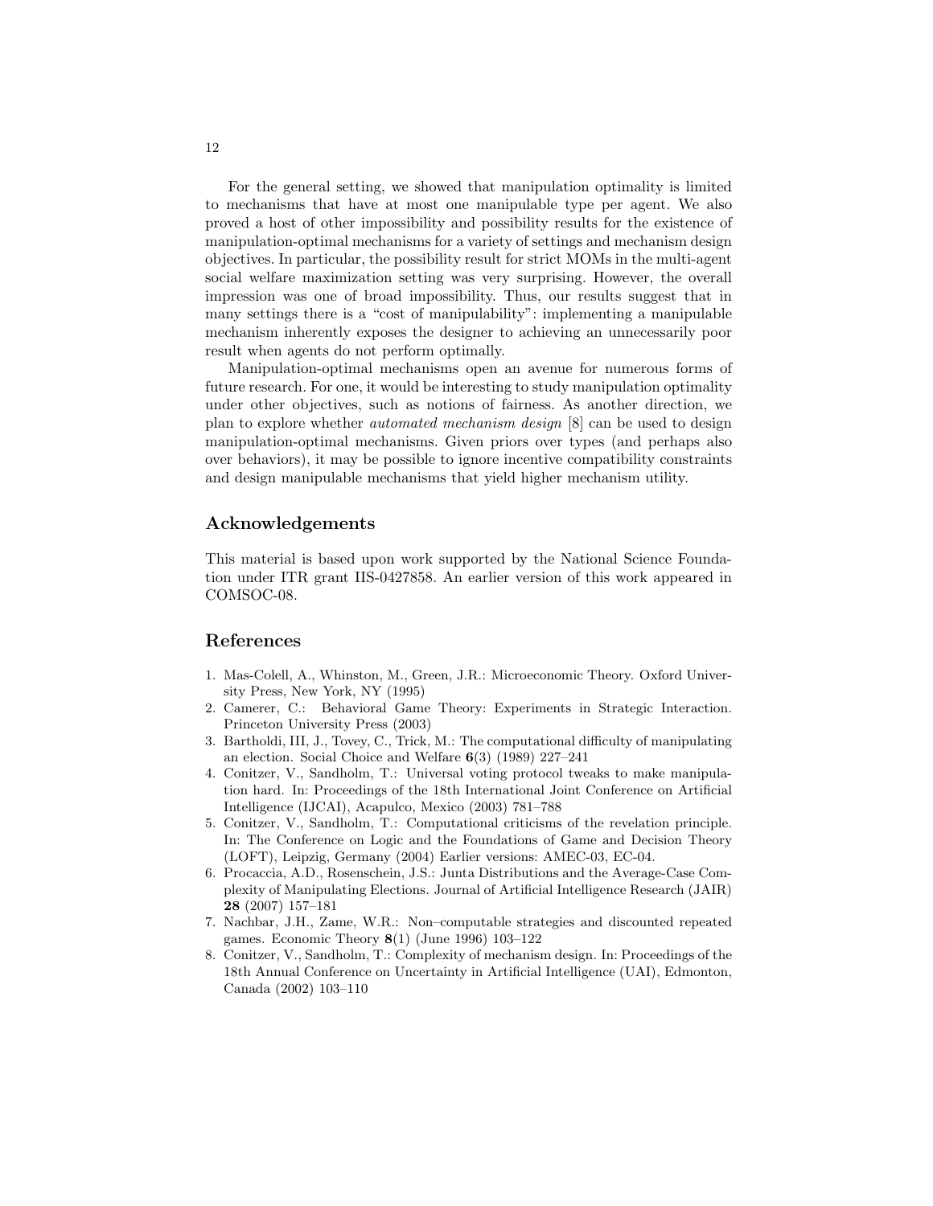For the general setting, we showed that manipulation optimality is limited to mechanisms that have at most one manipulable type per agent. We also proved a host of other impossibility and possibility results for the existence of manipulation-optimal mechanisms for a variety of settings and mechanism design objectives. In particular, the possibility result for strict MOMs in the multi-agent social welfare maximization setting was very surprising. However, the overall impression was one of broad impossibility. Thus, our results suggest that in many settings there is a "cost of manipulability": implementing a manipulable mechanism inherently exposes the designer to achieving an unnecessarily poor result when agents do not perform optimally.

Manipulation-optimal mechanisms open an avenue for numerous forms of future research. For one, it would be interesting to study manipulation optimality under other objectives, such as notions of fairness. As another direction, we plan to explore whether *automated mechanism design* [8] can be used to design manipulation-optimal mechanisms. Given priors over types (and perhaps also over behaviors), it may be possible to ignore incentive compatibility constraints and design manipulable mechanisms that yield higher mechanism utility.

## Acknowledgements

This material is based upon work supported by the National Science Foundation under ITR grant IIS-0427858. An earlier version of this work appeared in COMSOC-08.

## References

1. Mas-Colell, A., Whinston, M., Green, J.R.: Microeconomic Theory. Oxford University Press, New York, NY (1995)
2. Camerer, C.: Behavioral Game Theory: Experiments in Strategic Interaction. Princeton University Press (2003)
3. Bartholdi, III, J., Tovey, C., Trick, M.: The computational difficulty of manipulating an election. Social Choice and Welfare **6**(3) (1989) 227–241
4. Conitzer, V., Sandholm, T.: Universal voting protocol tweaks to make manipulation hard. In: Proceedings of the 18th International Joint Conference on Artificial Intelligence (IJCAI), Acapulco, Mexico (2003) 781–788
5. Conitzer, V., Sandholm, T.: Computational criticisms of the revelation principle. In: The Conference on Logic and the Foundations of Game and Decision Theory (LOFT), Leipzig, Germany (2004) Earlier versions: AMEC-03, EC-04.
6. Procaccia, A.D., Rosenschein, J.S.: Junta Distributions and the Average-Case Complexity of Manipulating Elections. Journal of Artificial Intelligence Research (JAIR) **28** (2007) 157–181
7. Nachbar, J.H., Zame, W.R.: Non–computable strategies and discounted repeated games. Economic Theory **8**(1) (June 1996) 103–122
8. Conitzer, V., Sandholm, T.: Complexity of mechanism design. In: Proceedings of the 18th Annual Conference on Uncertainty in Artificial Intelligence (UAI), Edmonton, Canada (2002) 103–110